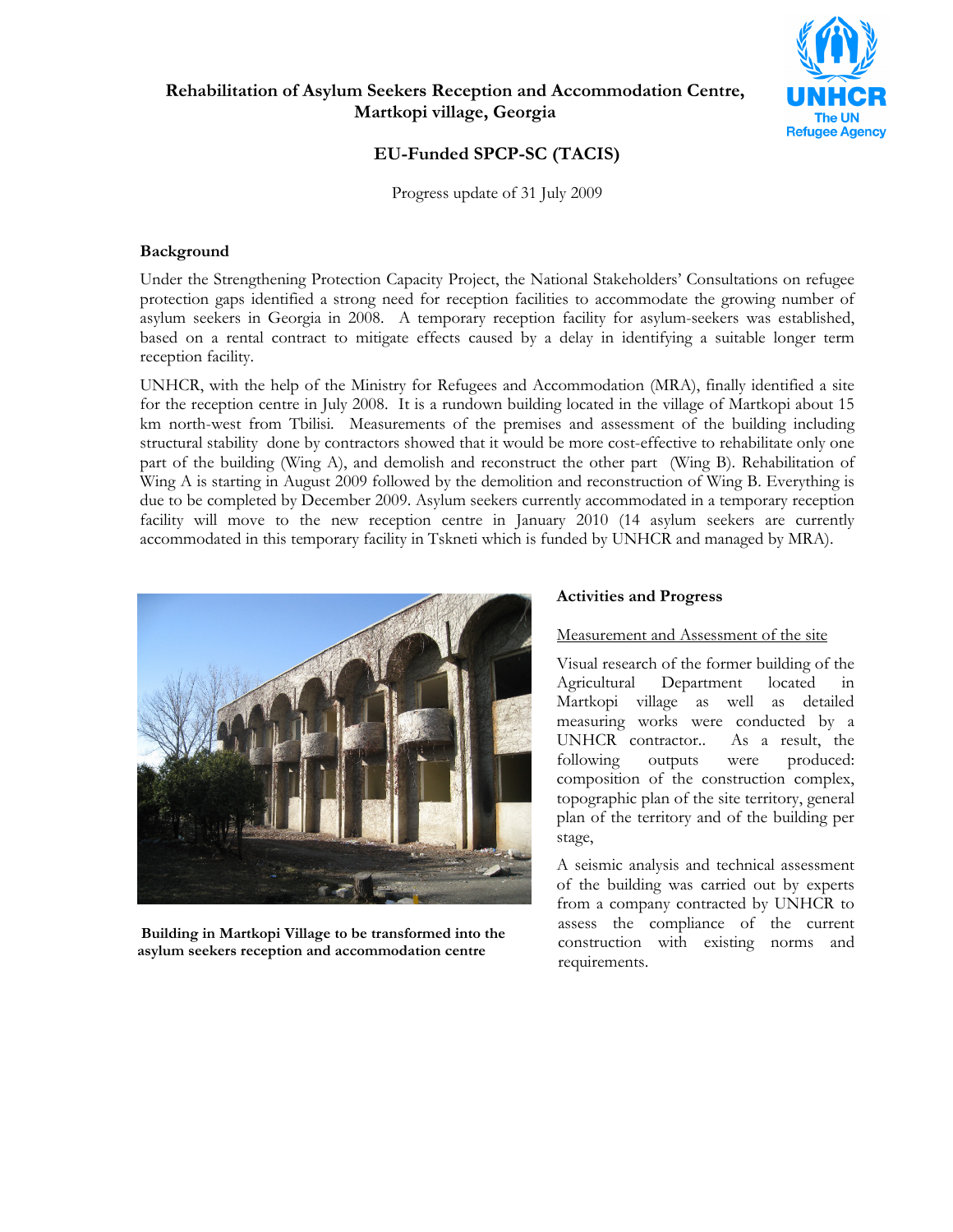# Rehabilitation of Asylum Seekers Reception and Accommodation Centre, Martkopi village, Georgia

## EU-Funded SPCP-SC (TACIS)

Progress update of 31 July 2009

### Background

Under the Strengthening Protection Capacity Project, the National Stakeholders' Consultations on refugee protection gaps identified a strong need for reception facilities to accommodate the growing number of asylum seekers in Georgia in 2008. A temporary reception facility for asylum-seekers was established, based on a rental contract to mitigate effects caused by a delay in identifying a suitable longer term reception facility.

UNHCR, with the help of the Ministry for Refugees and Accommodation (MRA), finally identified a site for the reception centre in July 2008. It is a rundown building located in the village of Martkopi about 15 km north-west from Tbilisi. Measurements of the premises and assessment of the building including structural stability done by contractors showed that it would be more cost-effective to rehabilitate only one part of the building (Wing A), and demolish and reconstruct the other part (Wing B). Rehabilitation of Wing A is starting in August 2009 followed by the demolition and reconstruction of Wing B. Everything is due to be completed by December 2009. Asylum seekers currently accommodated in a temporary reception facility will move to the new reception centre in January 2010 (14 asylum seekers are currently accommodated in this temporary facility in Tskneti which is funded by UNHCR and managed by MRA).

**Building in Martkopi Village to be transformed into the asylum seekers reception and accommodation centre**

### Activities and Progress

Measurement and Assessment of the site

Visual research of the former building of the Agricultural Department located in Martkopi village as well as detailed measuring works were conducted by a UNHCR contractor.. As a result, the following outputs were produced: composition of the construction complex, topographic plan of the site territory, general plan of the territory and of the building per stage,

A seismic analysis and technical assessment of the building was carried out by experts from a company contracted by UNHCR to assess the compliance of the current construction with existing norms and requirements.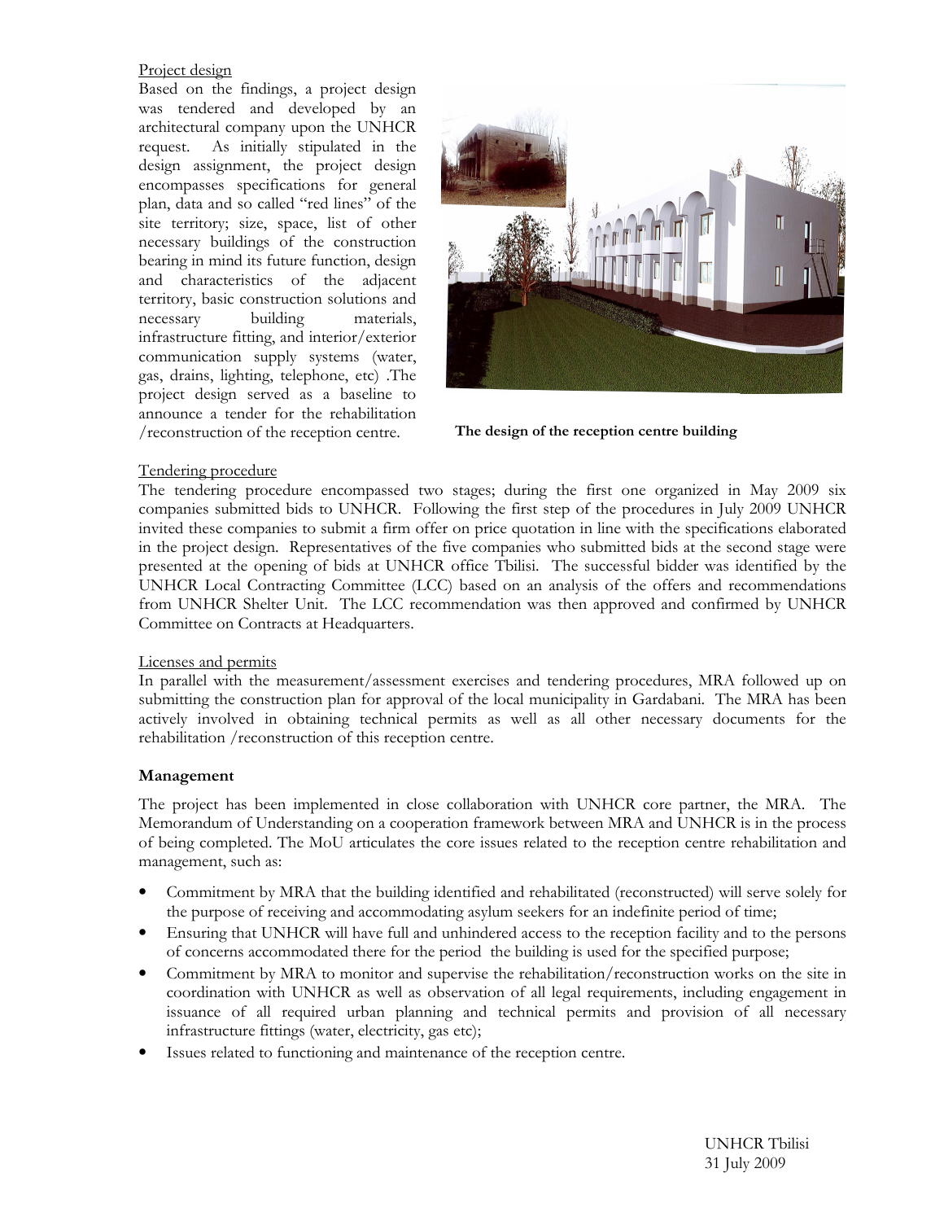Project design

Based on the findings, a project design was tendered and developed by an architectural company upon the UNHCR request. As initially stipulated in the design assignment, the project design encompasses specifications for general plan, data and so called "red lines" of the site territory; size, space, list of other necessary buildings of the construction bearing in mind its future function, design and characteristics of the adjacent territory, basic construction solutions and necessary building materials, infrastructure fitting, and interior/exterior communication supply systems (water, gas, drains, lighting, telephone, etc) .The project design served as a baseline to announce a tender for the rehabilitation /reconstruction of the reception centre.

**The design of the reception centre building**

Tendering procedure

The tendering procedure encompassed two stages; during the first one organized in May 2009 six companies submitted bids to UNHCR. Following the first step of the procedures in July 2009 UNHCR invited these companies to submit a firm offer on price quotation in line with the specifications elaborated in the project design. Representatives of the five companies who submitted bids at the second stage were presented at the opening of bids at UNHCR office Tbilisi. The successful bidder was identified by the UNHCR Local Contracting Committee (LCC) based on an analysis of the offers and recommendations from UNHCR Shelter Unit. The LCC recommendation was then approved and confirmed by UNHCR Committee on Contracts at Headquarters.

Licenses and permits

In parallel with the measurement/assessment exercises and tendering procedures, MRA followed up on submitting the construction plan for approval of the local municipality in Gardabani. The MRA has been actively involved in obtaining technical permits as well as all other necessary documents for the rehabilitation /reconstruction of this reception centre.

**Management**

The project has been implemented in close collaboration with UNHCR core partner, the MRA. The Memorandum of Understanding on a cooperation framework between MRA and UNHCR is in the process of being completed. The MoU articulates the core issues related to the reception centre rehabilitation and management, such as:

- Commitment by MRA that the building identified and rehabilitated (reconstructed) will serve solely for the purpose of receiving and accommodating asylum seekers for an indefinite period of time;
- Ensuring that UNHCR will have full and unhindered access to the reception facility and to the persons of concerns accommodated there for the period the building is used for the specified purpose;
- Commitment by MRA to monitor and supervise the rehabilitation/reconstruction works on the site in coordination with UNHCR as well as observation of all legal requirements, including engagement in issuance of all required urban planning and technical permits and provision of all necessary infrastructure fittings (water, electricity, gas etc);
- Issues related to functioning and maintenance of the reception centre.

UNHCR Tbilisi
31 July 2009